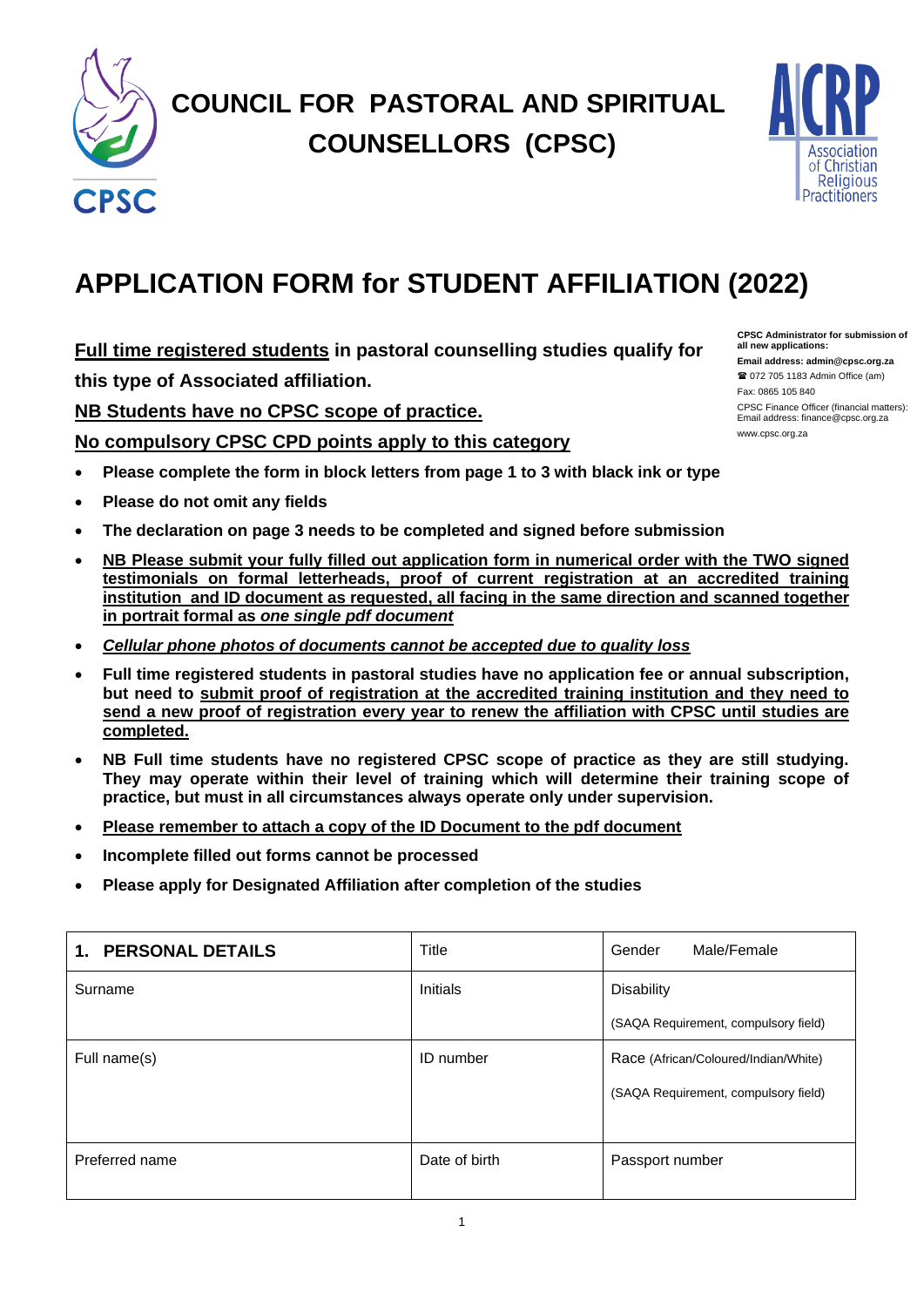# COUNCIL FOR PASTORAL AND SPIRITUAL COUNSELLORS (CPSC)

CPSC

Association of Christian Religious Practitioners

# APPLICATION FORM for STUDENT AFFILIATION (2022)

**CPSC Administrator for submission of all new applications:**
**Email address: admin@cpsc.org.za**
☎ 072 705 1183 Admin Office (am)
Fax: 0865 105 840
CPSC Finance Officer (financial matters): Email address: finance@cpsc.org.za
www.cpsc.org.za

**<u>Full time registered students</u> in pastoral counselling studies qualify for this type of Associated affiliation.**

**<u>NB Students have no CPSC scope of practice.</u>**

**<u>No compulsory CPSC CPD points apply to this category</u>**

- **Please complete the form in block letters from page 1 to 3 with black ink or type**
- **Please do not omit any fields**
- **The declaration on page 3 needs to be completed and signed before submission**
- **<u>NB Please submit your fully filled out application form in numerical order with the TWO signed testimonials on formal letterheads, proof of current registration at an accredited training institution and ID document as requested, all facing in the same direction and scanned together in portrait formal as *one single pdf document*</u>**
- ***<u>Cellular phone photos of documents cannot be accepted due to quality loss</u>***
- **Full time registered students in pastoral studies have no application fee or annual subscription, but need to <u>submit proof of registration at the accredited training institution and they need to send a new proof of registration every year to renew the affiliation with CPSC until studies are completed.</u>**
- **NB Full time students have no registered CPSC scope of practice as they are still studying. They may operate within their level of training which will determine their training scope of practice, but must in all circumstances always operate only under supervision.**
- **<u>Please remember to attach a copy of the ID Document to the pdf document</u>**
- **Incomplete filled out forms cannot be processed**
- **Please apply for Designated Affiliation after completion of the studies**

| **1. PERSONAL DETAILS** | Title | Gender Male/Female |
|---|---|---|
| Surname | Initials | Disability<br>(SAQA Requirement, compulsory field) |
| Full name(s) | ID number | Race (African/Coloured/Indian/White)<br>(SAQA Requirement, compulsory field) |
| Preferred name | Date of birth | Passport number |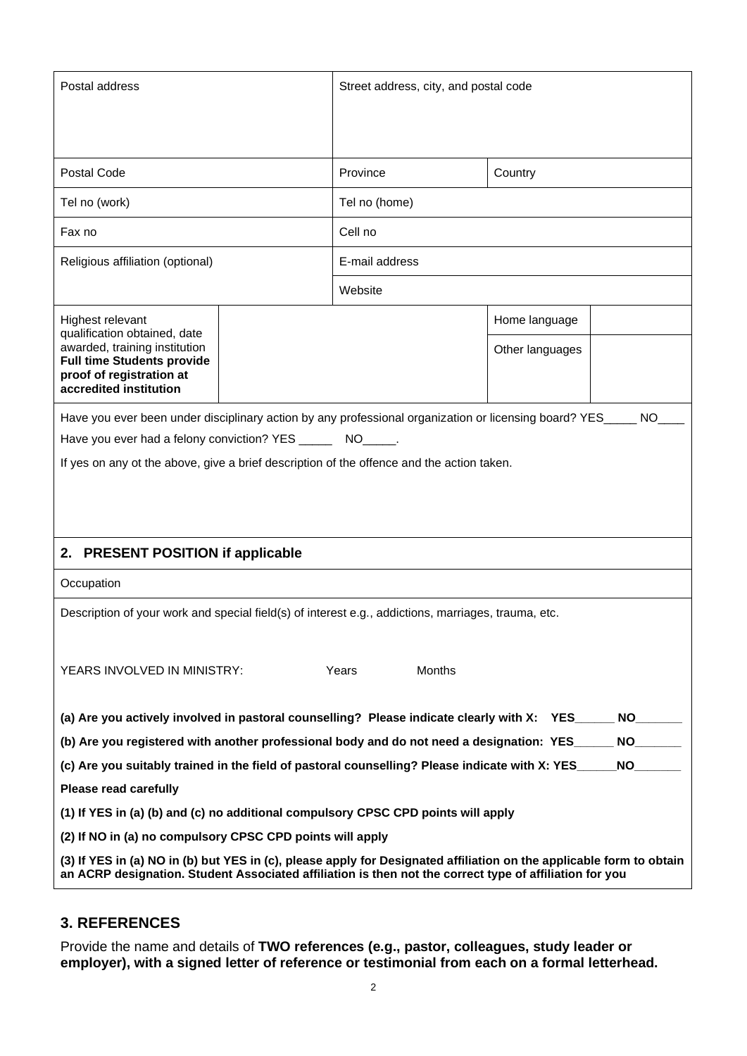| Postal address | Street address, city, and postal code | |
|---|---|---|
| Postal Code | Province | Country |
| Tel no (work) | Tel no (home) | |
| Fax no | Cell no | |
| Religious affiliation (optional) | E-mail address | |
| | Website | |

| Highest relevant qualification obtained, date awarded, training institution **Full time Students provide proof of registration at accredited institution** | | Home language | |
|---|---|---|---|
| | | Other languages | |

Have you ever been under disciplinary action by any professional organization or licensing board? YES_____ NO____

Have you ever had a felony conviction? YES _____ NO_____.

If yes on any ot the above, give a brief description of the offence and the action taken.

## 2. PRESENT POSITION if applicable

Occupation

Description of your work and special field(s) of interest e.g., addictions, marriages, trauma, etc.

YEARS INVOLVED IN MINISTRY: Years Months

**(a) Are you actively involved in pastoral counselling? Please indicate clearly with X: YES______ NO_______**

**(b) Are you registered with another professional body and do not need a designation: YES______ NO_______**

**(c) Are you suitably trained in the field of pastoral counselling? Please indicate with X: YES______NO_______**

**Please read carefully**

**(1) If YES in (a) (b) and (c) no additional compulsory CPSC CPD points will apply**

**(2) If NO in (a) no compulsory CPSC CPD points will apply**

**(3) If YES in (a) NO in (b) but YES in (c), please apply for Designated affiliation on the applicable form to obtain an ACRP designation. Student Associated affiliation is then not the correct type of affiliation for you**

## 3. REFERENCES

Provide the name and details of **TWO references (e.g., pastor, colleagues, study leader or employer), with a signed letter of reference or testimonial from each on a formal letterhead.**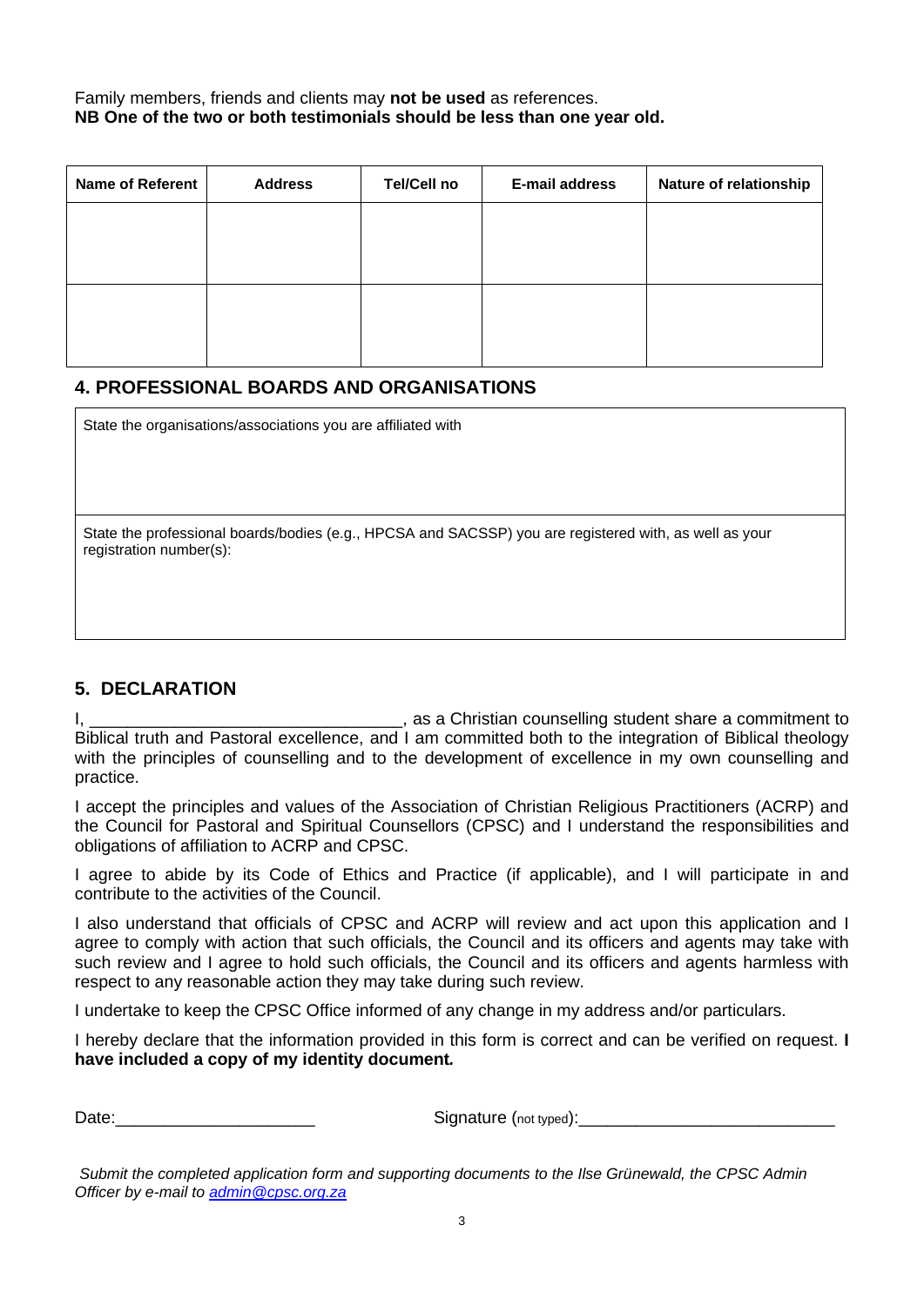Family members, friends and clients may **not be used** as references.
**NB One of the two or both testimonials should be less than one year old.**

| Name of Referent | Address | Tel/Cell no | E-mail address | Nature of relationship |
|---|---|---|---|---|
| | | | | |
| | | | | |

## 4. PROFESSIONAL BOARDS AND ORGANISATIONS

| State the organisations/associations you are affiliated with |
|---|
| |
| State the professional boards/bodies (e.g., HPCSA and SACSSP) you are registered with, as well as your registration number(s): |
| |

## 5. DECLARATION

I, _________________________________, as a Christian counselling student share a commitment to Biblical truth and Pastoral excellence, and I am committed both to the integration of Biblical theology with the principles of counselling and to the development of excellence in my own counselling and practice.

I accept the principles and values of the Association of Christian Religious Practitioners (ACRP) and the Council for Pastoral and Spiritual Counsellors (CPSC) and I understand the responsibilities and obligations of affiliation to ACRP and CPSC.

I agree to abide by its Code of Ethics and Practice (if applicable), and I will participate in and contribute to the activities of the Council.

I also understand that officials of CPSC and ACRP will review and act upon this application and I agree to comply with action that such officials, the Council and its officers and agents may take with such review and I agree to hold such officials, the Council and its officers and agents harmless with respect to any reasonable action they may take during such review.

I undertake to keep the CPSC Office informed of any change in my address and/or particulars.

I hereby declare that the information provided in this form is correct and can be verified on request. **I have included a copy of my identity document*.***

Date:_____________________ Signature (not typed):___________________________

*Submit the completed application form and supporting documents to the Ilse Grünewald, the CPSC Admin Officer by e-mail to admin@cpsc.org.za*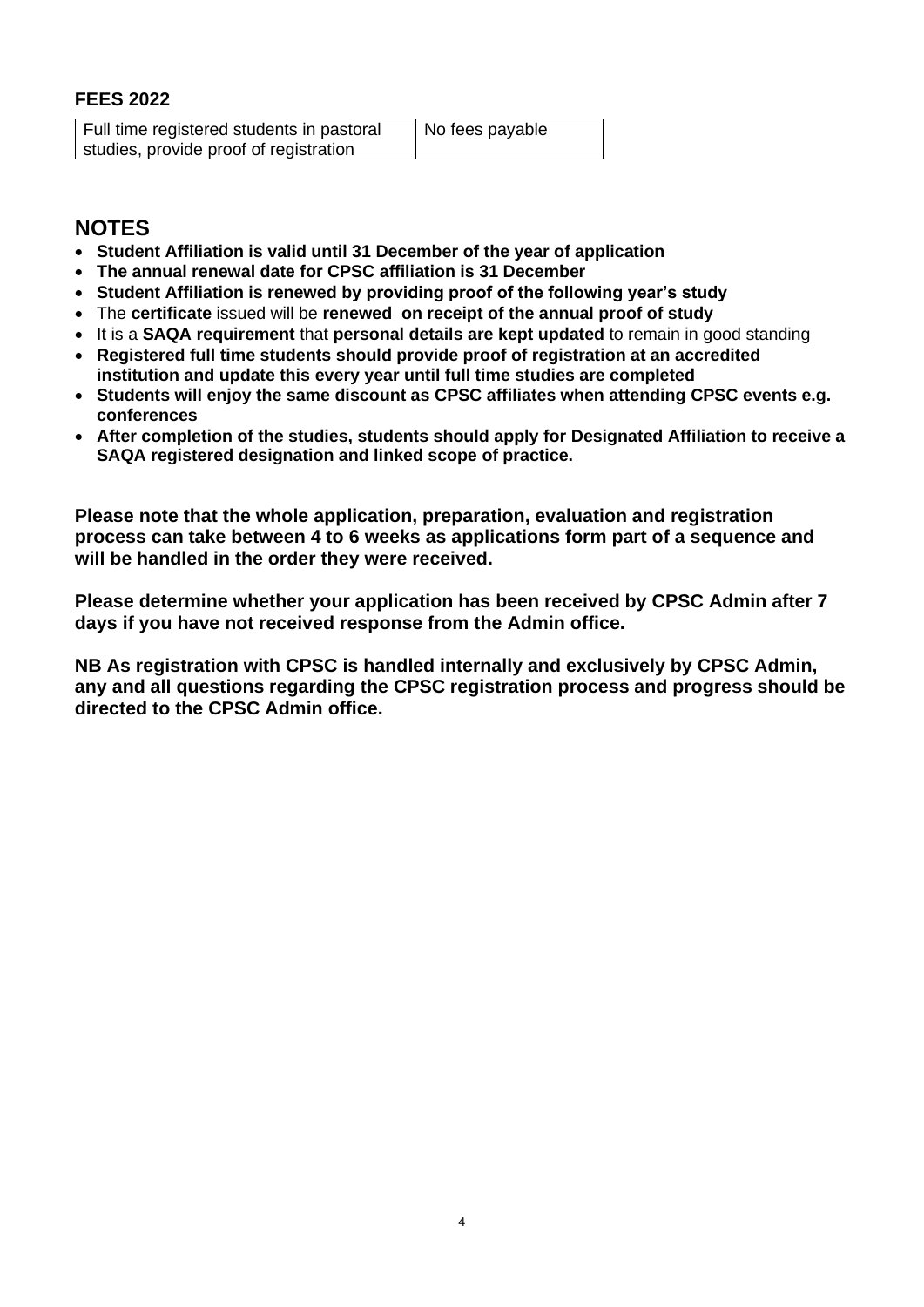**FEES 2022**

| | |
|---|---|
| Full time registered students in pastoral studies, provide proof of registration | No fees payable |

## NOTES

- **Student Affiliation is valid until 31 December of the year of application**
- **The annual renewal date for CPSC affiliation is 31 December**
- **Student Affiliation is renewed by providing proof of the following year's study**
- The **certificate** issued will be **renewed on receipt of the annual proof of study**
- It is a **SAQA requirement** that **personal details are kept updated** to remain in good standing
- **Registered full time students should provide proof of registration at an accredited institution and update this every year until full time studies are completed**
- **Students will enjoy the same discount as CPSC affiliates when attending CPSC events e.g. conferences**
- **After completion of the studies, students should apply for Designated Affiliation to receive a SAQA registered designation and linked scope of practice.**

**Please note that the whole application, preparation, evaluation and registration process can take between 4 to 6 weeks as applications form part of a sequence and will be handled in the order they were received.**

**Please determine whether your application has been received by CPSC Admin after 7 days if you have not received response from the Admin office.**

**NB As registration with CPSC is handled internally and exclusively by CPSC Admin, any and all questions regarding the CPSC registration process and progress should be directed to the CPSC Admin office.**